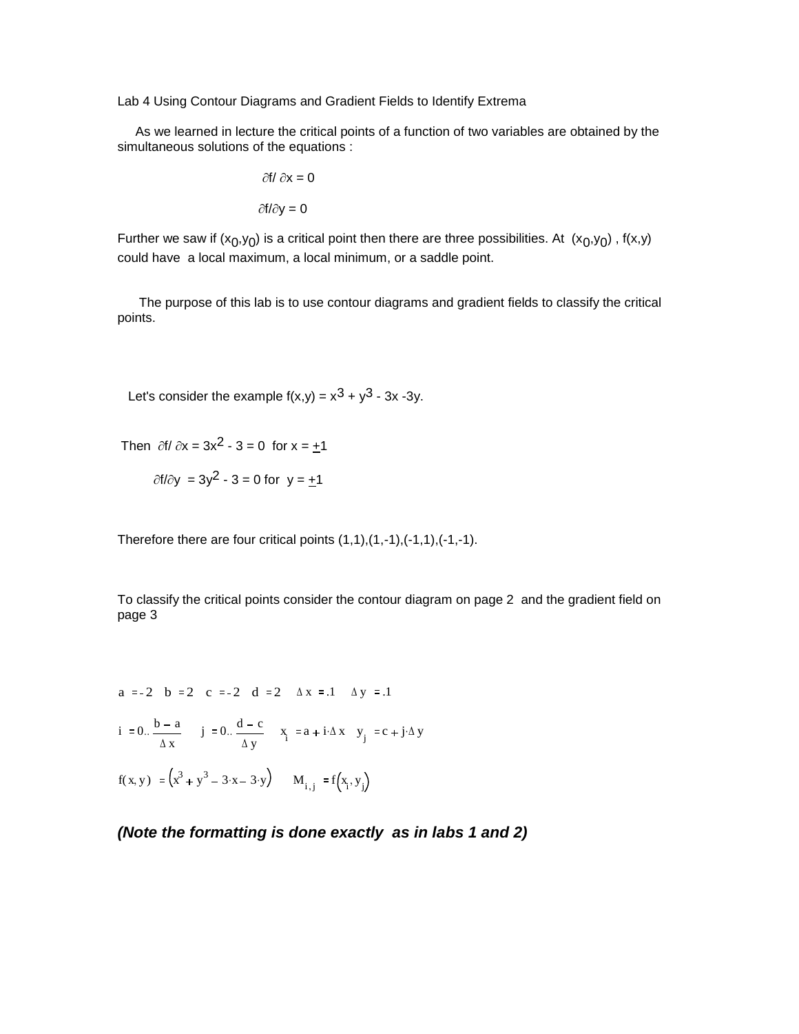# Lab 4 Using Contour Diagrams and Gradient Fields to Identify Extrema

As we learned in lecture the critical points of a function of two variables are obtained by the simultaneous solutions of the equations :

$$\partial f/\partial x = 0$$

$$\partial f/\partial y = 0$$

Further we saw if $(x_0,y_0)$ is a critical point then there are three possibilities. At $(x_0,y_0)$ , f(x,y) could have a local maximum, a local minimum, or a saddle point.

The purpose of this lab is to use contour diagrams and gradient fields to classify the critical points.

Let's consider the example $f(x,y) = x^3 + y^3 - 3x - 3y$.

Then $\partial f/\partial x = 3x^2 - 3 = 0$ for $x = \pm 1$

$\partial f/\partial y = 3y^2 - 3 = 0$ for $y = \pm 1$

Therefore there are four critical points (1,1),(1,-1),(-1,1),(-1,-1).

To classify the critical points consider the contour diagram on page 2 and the gradient field on page 3

$a := -2 \quad b := 2 \quad c := -2 \quad d := 2 \quad \Delta x := .1 \quad \Delta y := .1$

$i := 0 .. \dfrac{b-a}{\Delta x} \quad j := 0 .. \dfrac{d-c}{\Delta y} \quad x_i := a + i \cdot \Delta x \quad y_j := c + j \cdot \Delta y$

$f(x,y) := \left(x^3 + y^3 - 3 \cdot x - 3 \cdot y\right) \quad M_{i,j} := f\left(x_i, y_j\right)$

***(Note the formatting is done exactly as in labs 1 and 2)***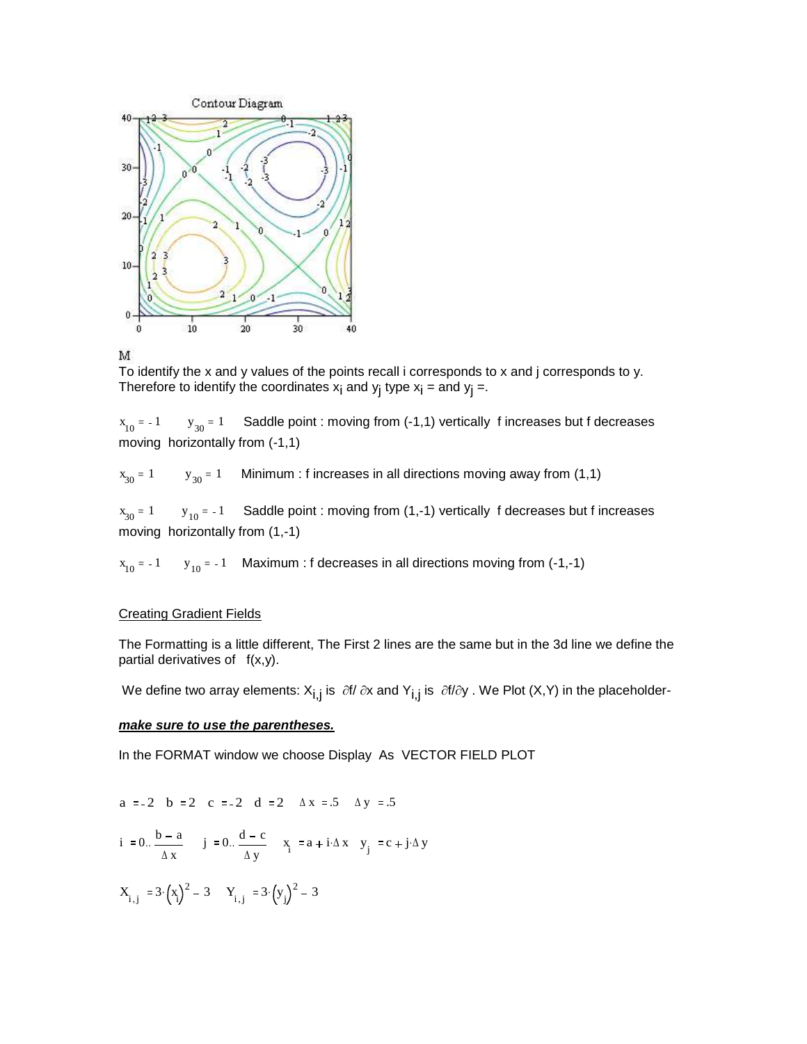Contour Diagram

M

To identify the x and y values of the points recall i corresponds to x and j corresponds to y. Therefore to identify the coordinates $x_i$ and $y_j$ type $x_i$ = and $y_j$ =.

$x_{10} = -1$ $y_{30} = 1$ Saddle point : moving from (-1,1) vertically f increases but f decreases moving horizontally from (-1,1)

$x_{30} = 1$ $y_{30} = 1$ Minimum : f increases in all directions moving away from (1,1)

$x_{30} = 1$ $y_{10} = -1$ Saddle point : moving from (1,-1) vertically f decreases but f increases moving horizontally from (1,-1)

$x_{10} = -1$ $y_{10} = -1$ Maximum : f decreases in all directions moving from (-1,-1)

<u>Creating Gradient Fields</u>

The Formatting is a little different, The First 2 lines are the same but in the 3d line we define the partial derivatives of f(x,y).

We define two array elements: $X_{i,j}$ is $\partial f/\partial x$ and $Y_{i,j}$ is $\partial f/\partial y$ . We Plot (X,Y) in the placeholder-

***<u>make sure to use the parentheses.</u>***

In the FORMAT window we choose Display As VECTOR FIELD PLOT

$a := -2 \quad b := 2 \quad c := -2 \quad d := 2 \quad \Delta x := .5 \quad \Delta y := .5$

$i := 0 .. \frac{b-a}{\Delta x} \quad j := 0 .. \frac{d-c}{\Delta y} \quad x_i := a + i \cdot \Delta x \quad y_j := c + j \cdot \Delta y$

$X_{i,j} := 3 \cdot \left(x_i\right)^2 - 3 \quad Y_{i,j} := 3 \cdot \left(y_j\right)^2 - 3$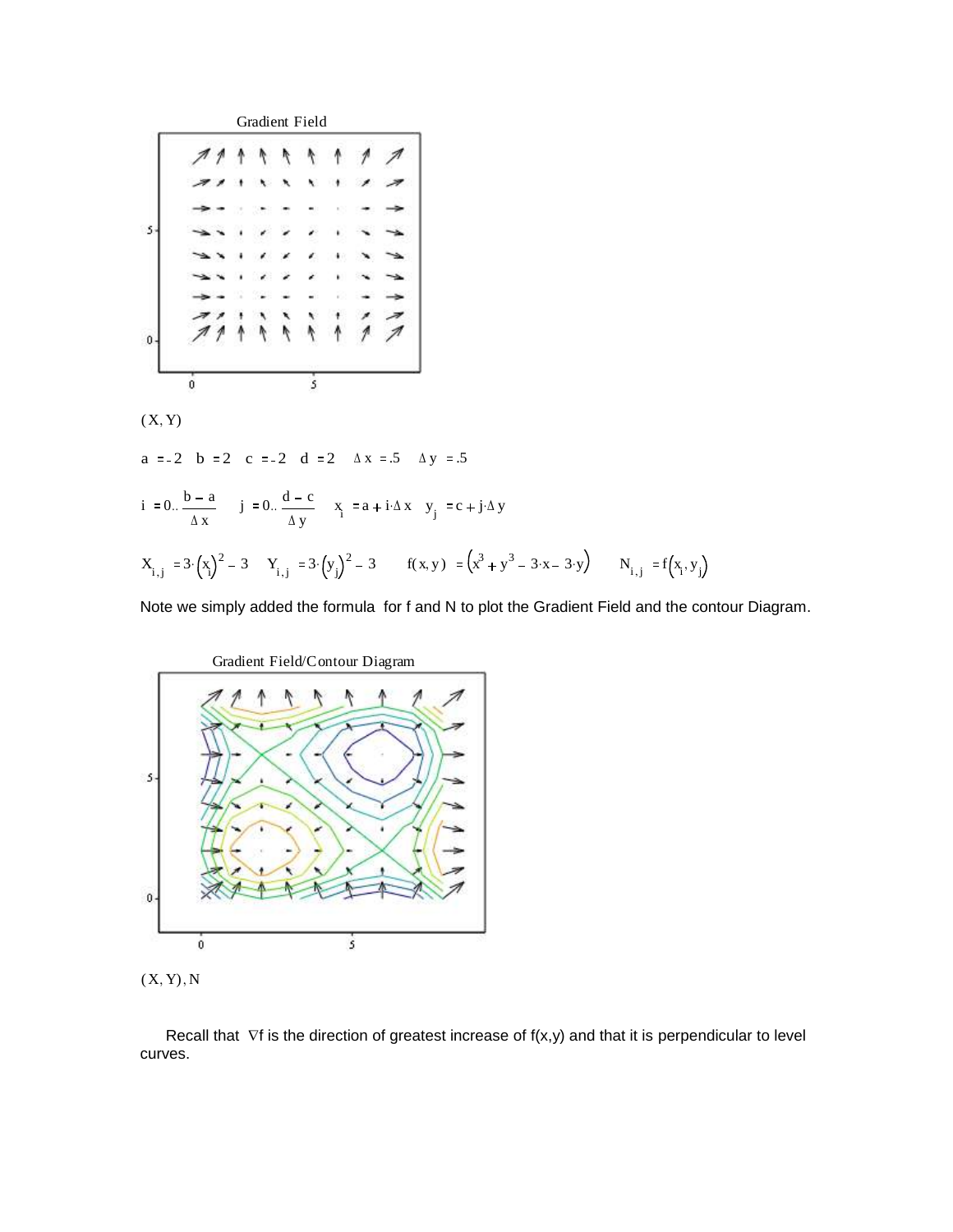Gradient Field

$(X, Y)$

$a := -2 \quad b := 2 \quad c := -2 \quad d := 2 \quad \Delta x := .5 \quad \Delta y := .5$

$i := 0 .. \frac{b-a}{\Delta x} \quad j := 0 .. \frac{d-c}{\Delta y} \quad x_i := a + i \cdot \Delta x \quad y_j := c + j \cdot \Delta y$

$X_{i,j} := 3 \cdot (x_i)^2 - 3 \quad Y_{i,j} := 3 \cdot (y_j)^2 - 3 \qquad f(x, y) := (x^3 + y^3 - 3 \cdot x - 3 \cdot y) \qquad N_{i,j} := f(x_i, y_j)$

Note we simply added the formula for f and N to plot the Gradient Field and the contour Diagram.

Gradient Field/Contour Diagram

$(X, Y), N$

Recall that $\nabla f$ is the direction of greatest increase of $f(x,y)$ and that it is perpendicular to level curves.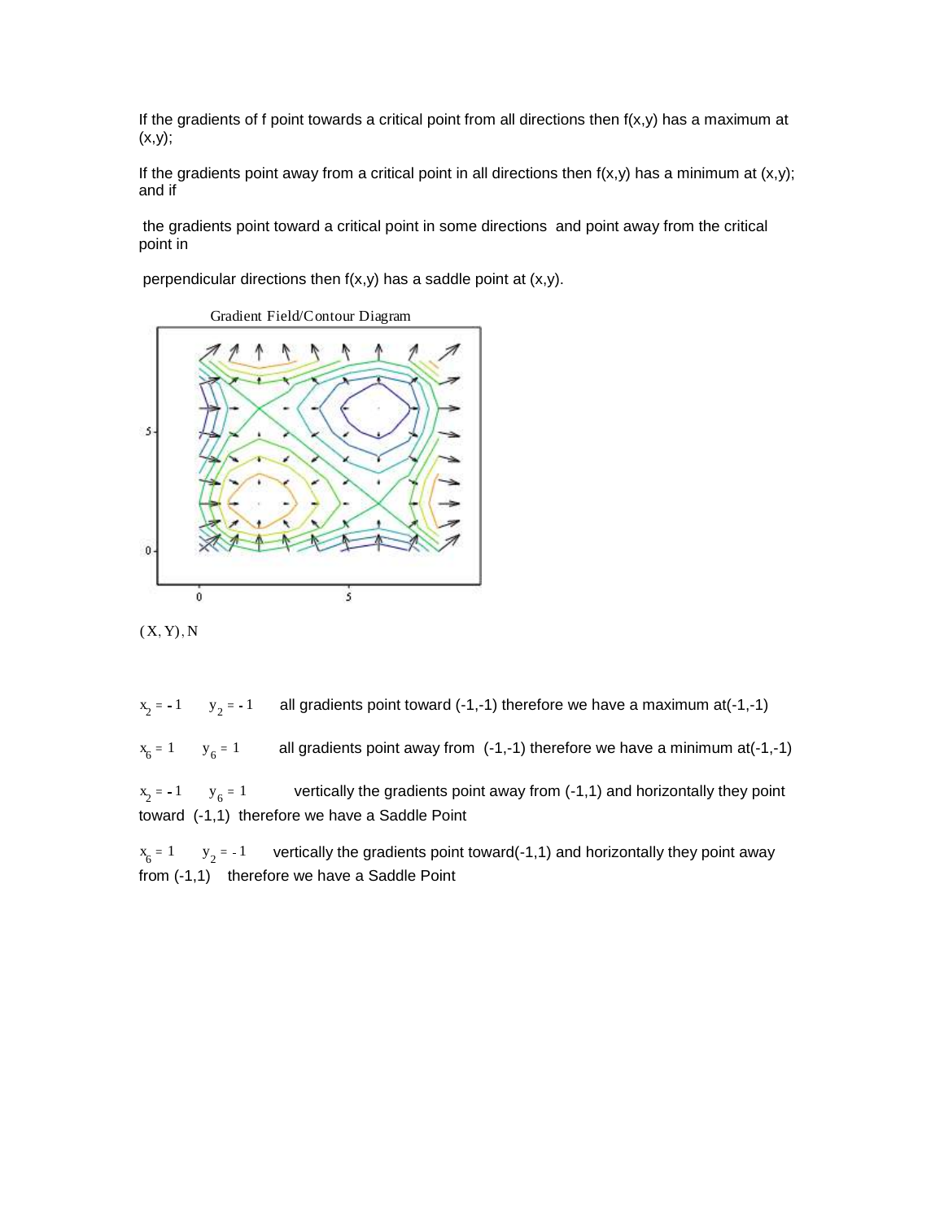If the gradients of f point towards a critical point from all directions then f(x,y) has a maximum at (x,y);

If the gradients point away from a critical point in all directions then f(x,y) has a minimum at (x,y); and if

the gradients point toward a critical point in some directions and point away from the critical point in

perpendicular directions then f(x,y) has a saddle point at (x,y).

Gradient Field/Contour Diagram

(X, Y), N

$x_2 = -1 \quad y_2 = -1$ all gradients point toward (-1,-1) therefore we have a maximum at(-1,-1)

$x_6 = 1 \quad y_6 = 1$ all gradients point away from (-1,-1) therefore we have a minimum at(-1,-1)

$x_2 = -1 \quad y_6 = 1$ vertically the gradients point away from (-1,1) and horizontally they point toward (-1,1) therefore we have a Saddle Point

$x_6 = 1 \quad y_2 = -1$ vertically the gradients point toward(-1,1) and horizontally they point away from (-1,1) therefore we have a Saddle Point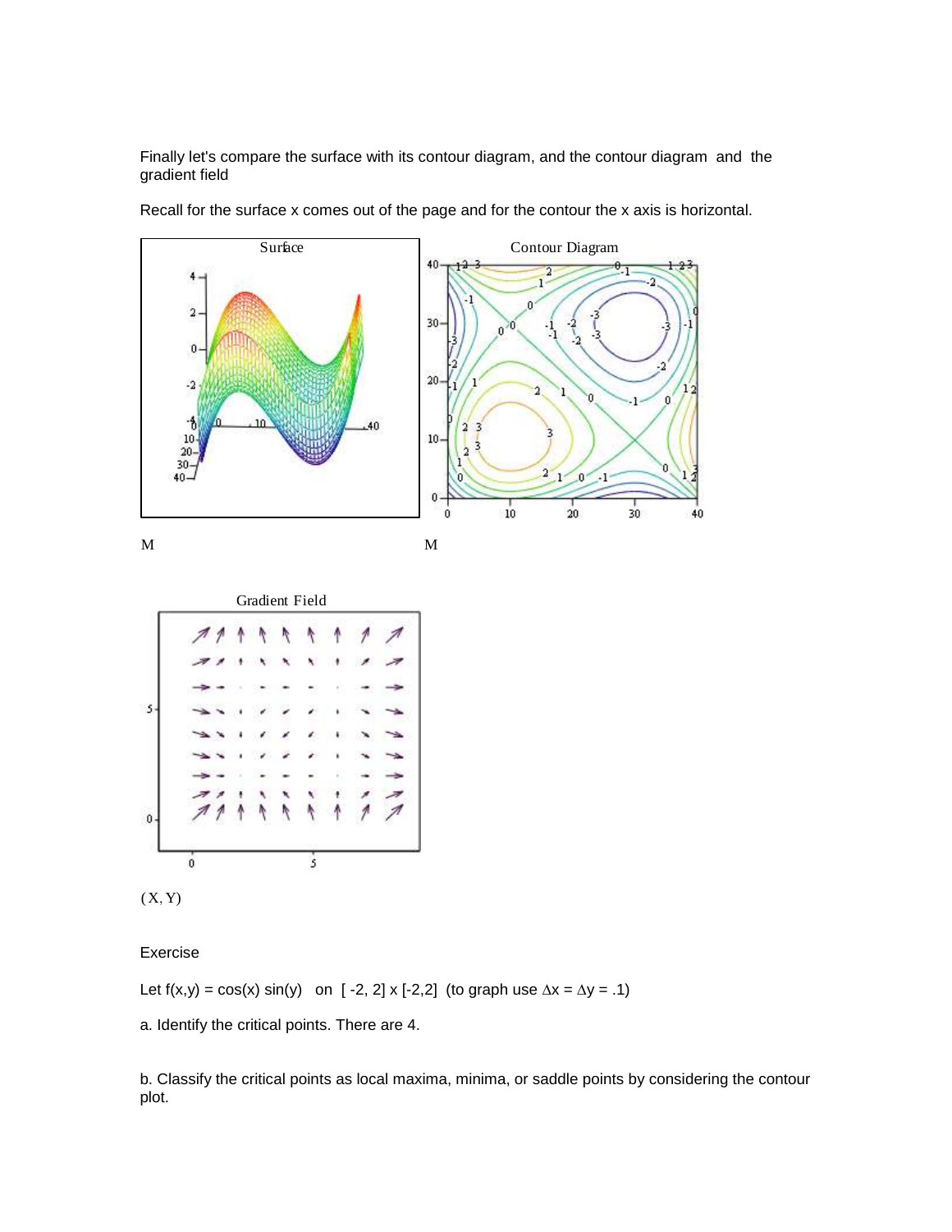Finally let's compare the surface with its contour diagram, and the contour diagram and the gradient field

Recall for the surface x comes out of the page and for the contour the x axis is horizontal.

M

M

( X, Y)

Exercise

Let $f(x,y) = \cos(x) \sin(y)$ on $[-2, 2] \times [-2,2]$ (to graph use $\Delta x = \Delta y = .1$)

a. Identify the critical points. There are 4.

b. Classify the critical points as local maxima, minima, or saddle points by considering the contour plot.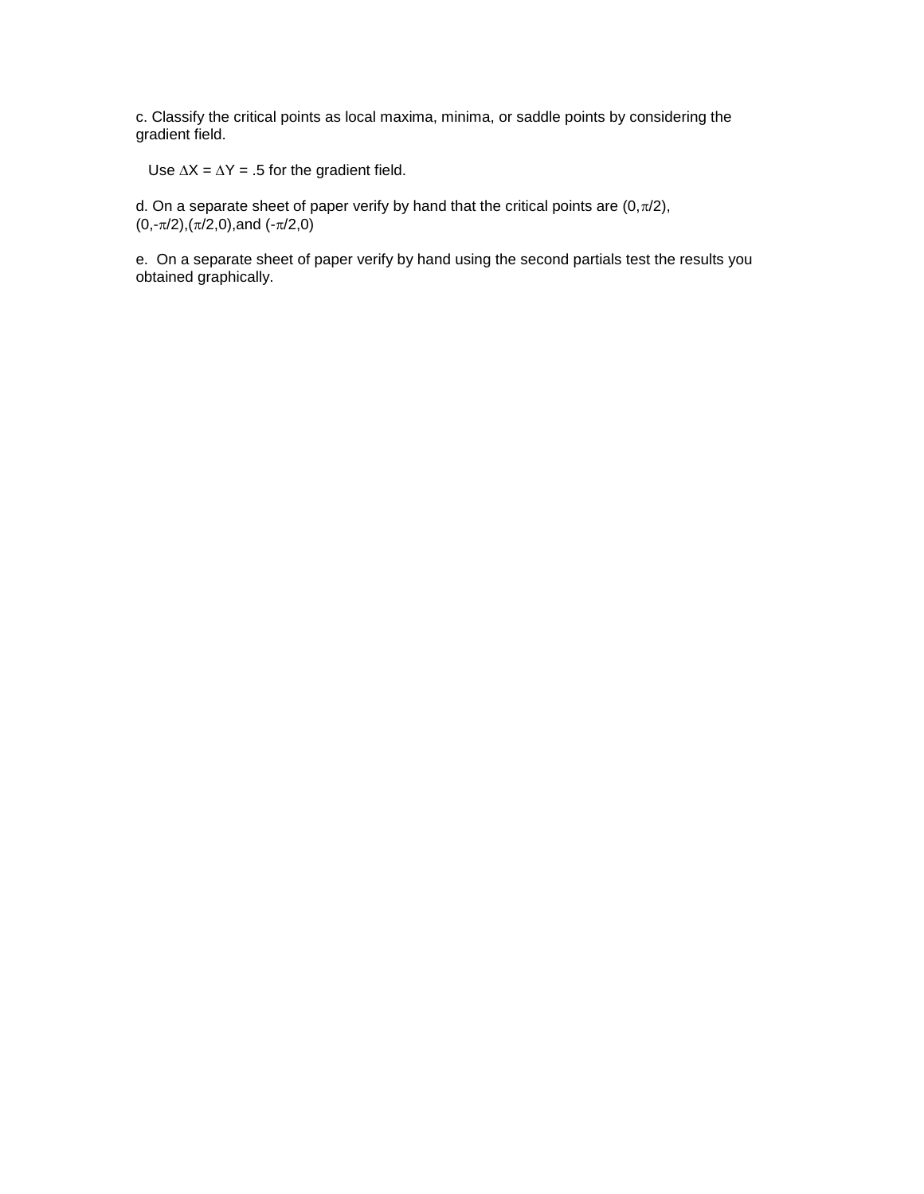c. Classify the critical points as local maxima, minima, or saddle points by considering the gradient field.

Use $\Delta X = \Delta Y = .5$ for the gradient field.

d. On a separate sheet of paper verify by hand that the critical points are $(0,\pi/2)$, $(0,-\pi/2)$,$(\pi/2,0)$,and $(-\pi/2,0)$

e. On a separate sheet of paper verify by hand using the second partials test the results you obtained graphically.